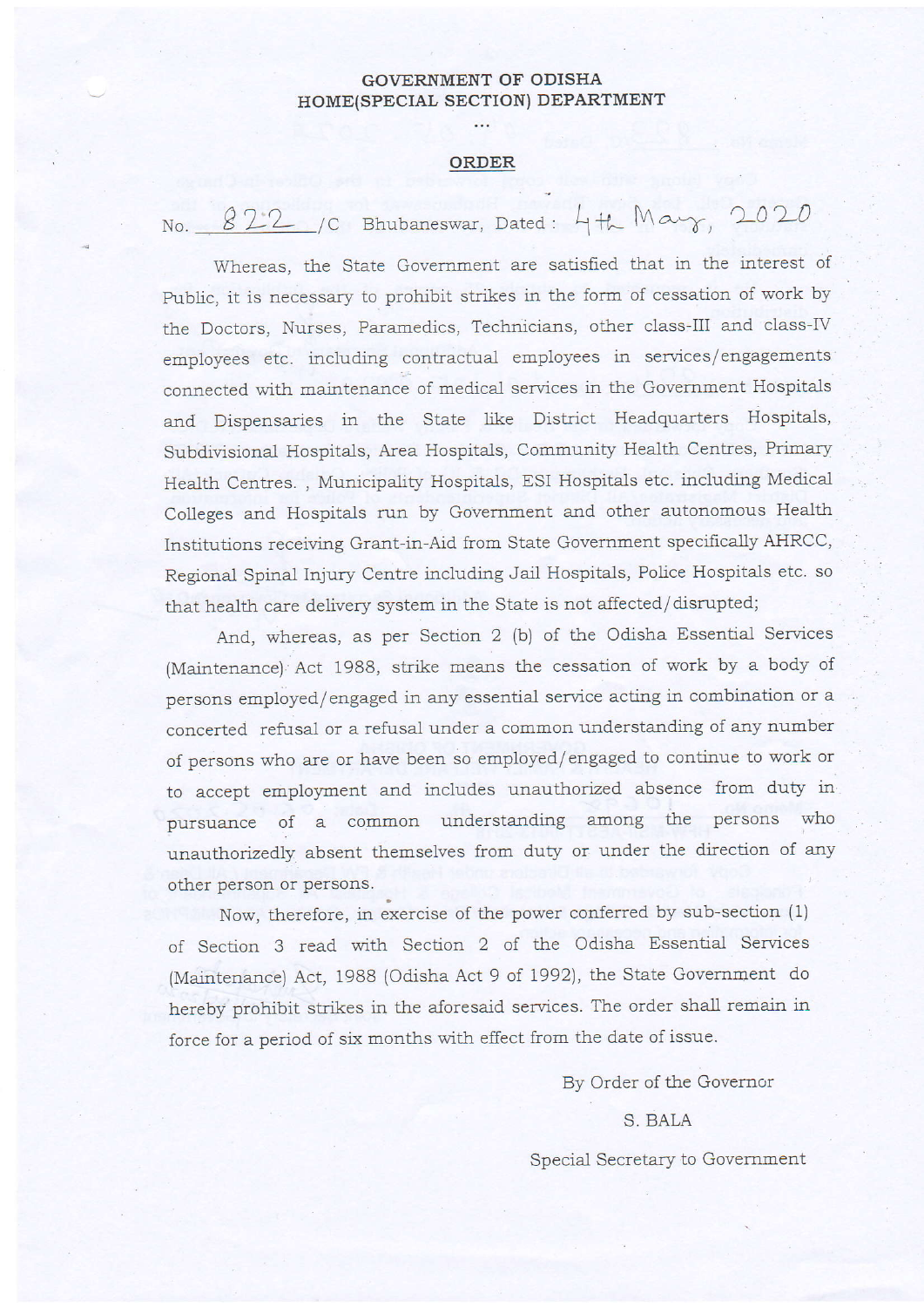**GOVERNMENT OF ODISHA**
**HOME(SPECIAL SECTION) DEPARTMENT**

...

## ORDER

No. 822 /C Bhubaneswar, Dated : 4th May, 2020

Whereas, the State Government are satisfied that in the interest of Public, it is necessary to prohibit strikes in the form of cessation of work by the Doctors, Nurses, Paramedics, Technicians, other class-III and class-IV employees etc. including contractual employees in services/engagements connected with maintenance of medical services in the Government Hospitals and Dispensaries in the State like District Headquarters Hospitals, Subdivisional Hospitals, Area Hospitals, Community Health Centres, Primary Health Centres. , Municipality Hospitals, ESI Hospitals etc. including Medical Colleges and Hospitals run by Government and other autonomous Health Institutions receiving Grant-in-Aid from State Government specifically AHRCC, Regional Spinal Injury Centre including Jail Hospitals, Police Hospitals etc. so that health care delivery system in the State is not affected/disrupted;

And, whereas, as per Section 2 (b) of the Odisha Essential Services (Maintenance) Act 1988, strike means the cessation of work by a body of persons employed/engaged in any essential service acting in combination or a concerted refusal or a refusal under a common understanding of any number of persons who are or have been so employed/engaged to continue to work or to accept employment and includes unauthorized absence from duty in pursuance of a common understanding among the persons who unauthorizedly absent themselves from duty or under the direction of any other person or persons.

Now, therefore, in exercise of the power conferred by sub-section (1) of Section 3 read with Section 2 of the Odisha Essential Services (Maintenance) Act, 1988 (Odisha Act 9 of 1992), the State Government do hereby prohibit strikes in the aforesaid services. The order shall remain in force for a period of six months with effect from the date of issue.

By Order of the Governor

S. BALA

Special Secretary to Government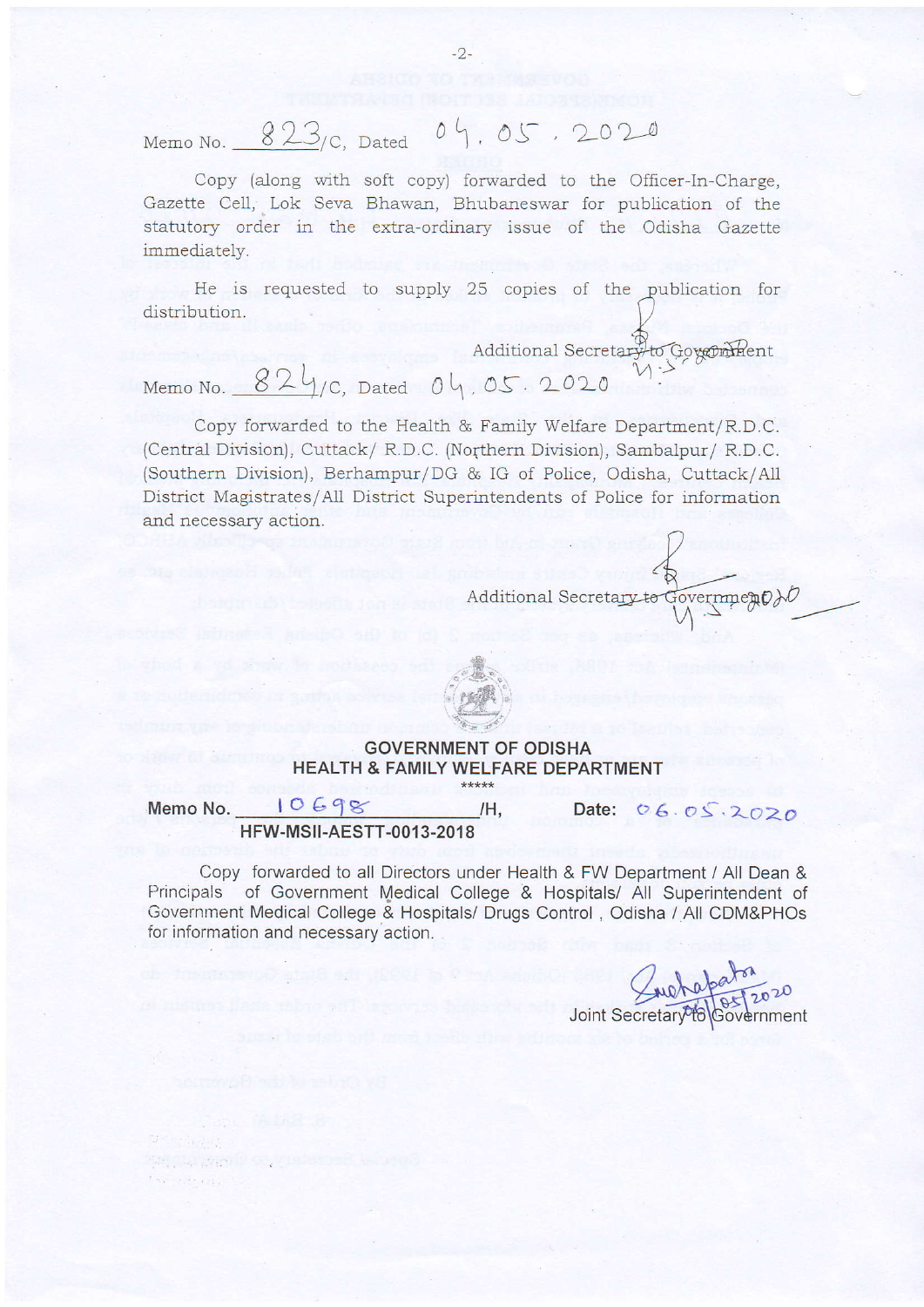Memo No. 823/C, Dated 04.05.2020

Copy (along with soft copy) forwarded to the Officer-In-Charge, Gazette Cell, Lok Seva Bhawan, Bhubaneswar for publication of the statutory order in the extra-ordinary issue of the Odisha Gazette immediately.

He is requested to supply 25 copies of the publication for distribution.

Additional Secretary to Government

Memo No. 824/C, Dated 04.05.2020

Copy forwarded to the Health & Family Welfare Department/R.D.C. (Central Division), Cuttack/ R.D.C. (Northern Division), Sambalpur/ R.D.C. (Southern Division), Berhampur/DG & IG of Police, Odisha, Cuttack/All District Magistrates/All District Superintendents of Police for information and necessary action.

Additional Secretary to Government

## GOVERNMENT OF ODISHA
## HEALTH & FAMILY WELFARE DEPARTMENT

\*\*\*\*\*

**Memo No. 10698/H,** **Date: 06.05.2020**

**HFW-MSII-AESTT-0013-2018**

Copy forwarded to all Directors under Health & FW Department / All Dean & Principals of Government Medical College & Hospitals/ All Superintendent of Government Medical College & Hospitals/ Drugs Control, Odisha / All CDM&PHOs for information and necessary action.

Joint Secretary to Government